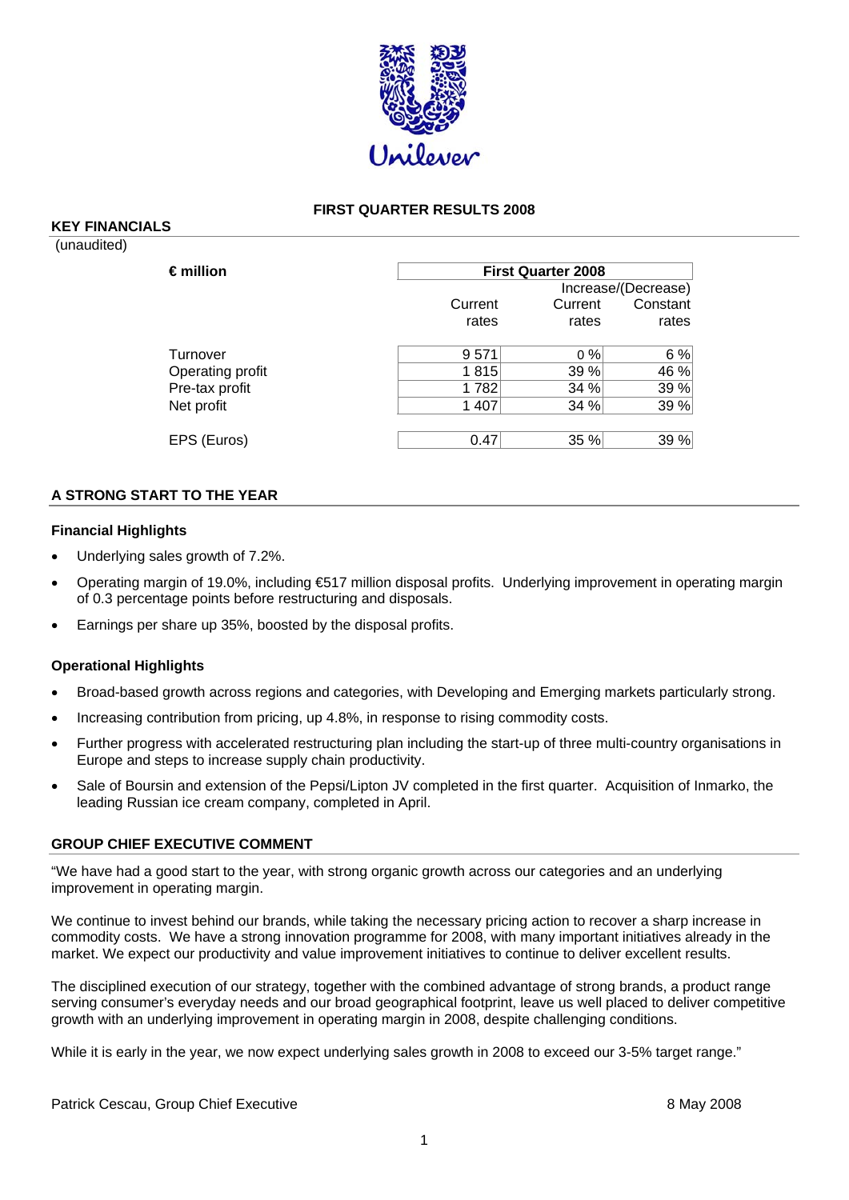# FIRST QUARTER RESULTS 2008

## KEY FINANCIALS

(unaudited)

| € million | First Quarter 2008 | | |
|---|---|---|---|
| | | Increase/(Decrease) | |
| | Current rates | Current rates | Constant rates |
| Turnover | 9 571 | 0 % | 6 % |
| Operating profit | 1 815 | 39 % | 46 % |
| Pre-tax profit | 1 782 | 34 % | 39 % |
| Net profit | 1 407 | 34 % | 39 % |
| EPS (Euros) | 0.47 | 35 % | 39 % |

## A STRONG START TO THE YEAR

### Financial Highlights

- Underlying sales growth of 7.2%.
- Operating margin of 19.0%, including €517 million disposal profits. Underlying improvement in operating margin of 0.3 percentage points before restructuring and disposals.
- Earnings per share up 35%, boosted by the disposal profits.

### Operational Highlights

- Broad-based growth across regions and categories, with Developing and Emerging markets particularly strong.
- Increasing contribution from pricing, up 4.8%, in response to rising commodity costs.
- Further progress with accelerated restructuring plan including the start-up of three multi-country organisations in Europe and steps to increase supply chain productivity.
- Sale of Boursin and extension of the Pepsi/Lipton JV completed in the first quarter. Acquisition of Inmarko, the leading Russian ice cream company, completed in April.

## GROUP CHIEF EXECUTIVE COMMENT

"We have had a good start to the year, with strong organic growth across our categories and an underlying improvement in operating margin.

We continue to invest behind our brands, while taking the necessary pricing action to recover a sharp increase in commodity costs. We have a strong innovation programme for 2008, with many important initiatives already in the market. We expect our productivity and value improvement initiatives to continue to deliver excellent results.

The disciplined execution of our strategy, together with the combined advantage of strong brands, a product range serving consumer's everyday needs and our broad geographical footprint, leave us well placed to deliver competitive growth with an underlying improvement in operating margin in 2008, despite challenging conditions.

While it is early in the year, we now expect underlying sales growth in 2008 to exceed our 3-5% target range."

Patrick Cescau, Group Chief Executive

8 May 2008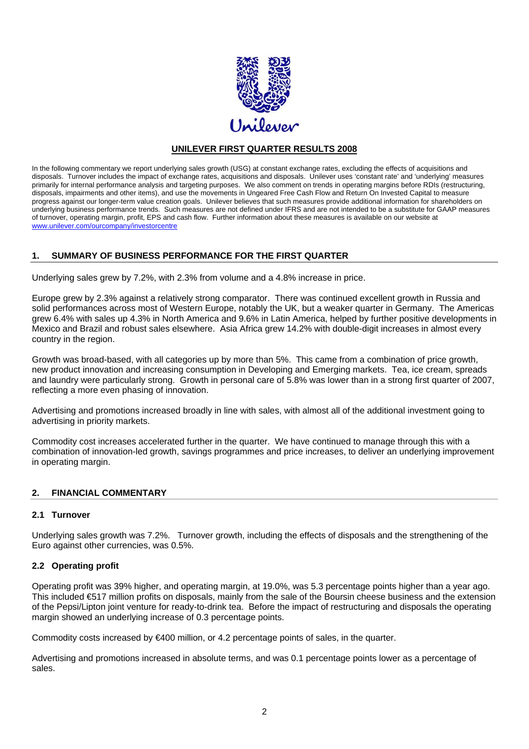# UNILEVER FIRST QUARTER RESULTS 2008

In the following commentary we report underlying sales growth (USG) at constant exchange rates, excluding the effects of acquisitions and disposals. Turnover includes the impact of exchange rates, acquisitions and disposals. Unilever uses 'constant rate' and 'underlying' measures primarily for internal performance analysis and targeting purposes. We also comment on trends in operating margins before RDIs (restructuring, disposals, impairments and other items), and use the movements in Ungeared Free Cash Flow and Return On Invested Capital to measure progress against our longer-term value creation goals. Unilever believes that such measures provide additional information for shareholders on underlying business performance trends. Such measures are not defined under IFRS and are not intended to be a substitute for GAAP measures of turnover, operating margin, profit, EPS and cash flow. Further information about these measures is available on our website at www.unilever.com/ourcompany/investorcentre

## 1. SUMMARY OF BUSINESS PERFORMANCE FOR THE FIRST QUARTER

Underlying sales grew by 7.2%, with 2.3% from volume and a 4.8% increase in price.

Europe grew by 2.3% against a relatively strong comparator. There was continued excellent growth in Russia and solid performances across most of Western Europe, notably the UK, but a weaker quarter in Germany. The Americas grew 6.4% with sales up 4.3% in North America and 9.6% in Latin America, helped by further positive developments in Mexico and Brazil and robust sales elsewhere. Asia Africa grew 14.2% with double-digit increases in almost every country in the region.

Growth was broad-based, with all categories up by more than 5%. This came from a combination of price growth, new product innovation and increasing consumption in Developing and Emerging markets. Tea, ice cream, spreads and laundry were particularly strong. Growth in personal care of 5.8% was lower than in a strong first quarter of 2007, reflecting a more even phasing of innovation.

Advertising and promotions increased broadly in line with sales, with almost all of the additional investment going to advertising in priority markets.

Commodity cost increases accelerated further in the quarter. We have continued to manage through this with a combination of innovation-led growth, savings programmes and price increases, to deliver an underlying improvement in operating margin.

## 2. FINANCIAL COMMENTARY

### 2.1 Turnover

Underlying sales growth was 7.2%. Turnover growth, including the effects of disposals and the strengthening of the Euro against other currencies, was 0.5%.

### 2.2 Operating profit

Operating profit was 39% higher, and operating margin, at 19.0%, was 5.3 percentage points higher than a year ago. This included €517 million profits on disposals, mainly from the sale of the Boursin cheese business and the extension of the Pepsi/Lipton joint venture for ready-to-drink tea. Before the impact of restructuring and disposals the operating margin showed an underlying increase of 0.3 percentage points.

Commodity costs increased by €400 million, or 4.2 percentage points of sales, in the quarter.

Advertising and promotions increased in absolute terms, and was 0.1 percentage points lower as a percentage of sales.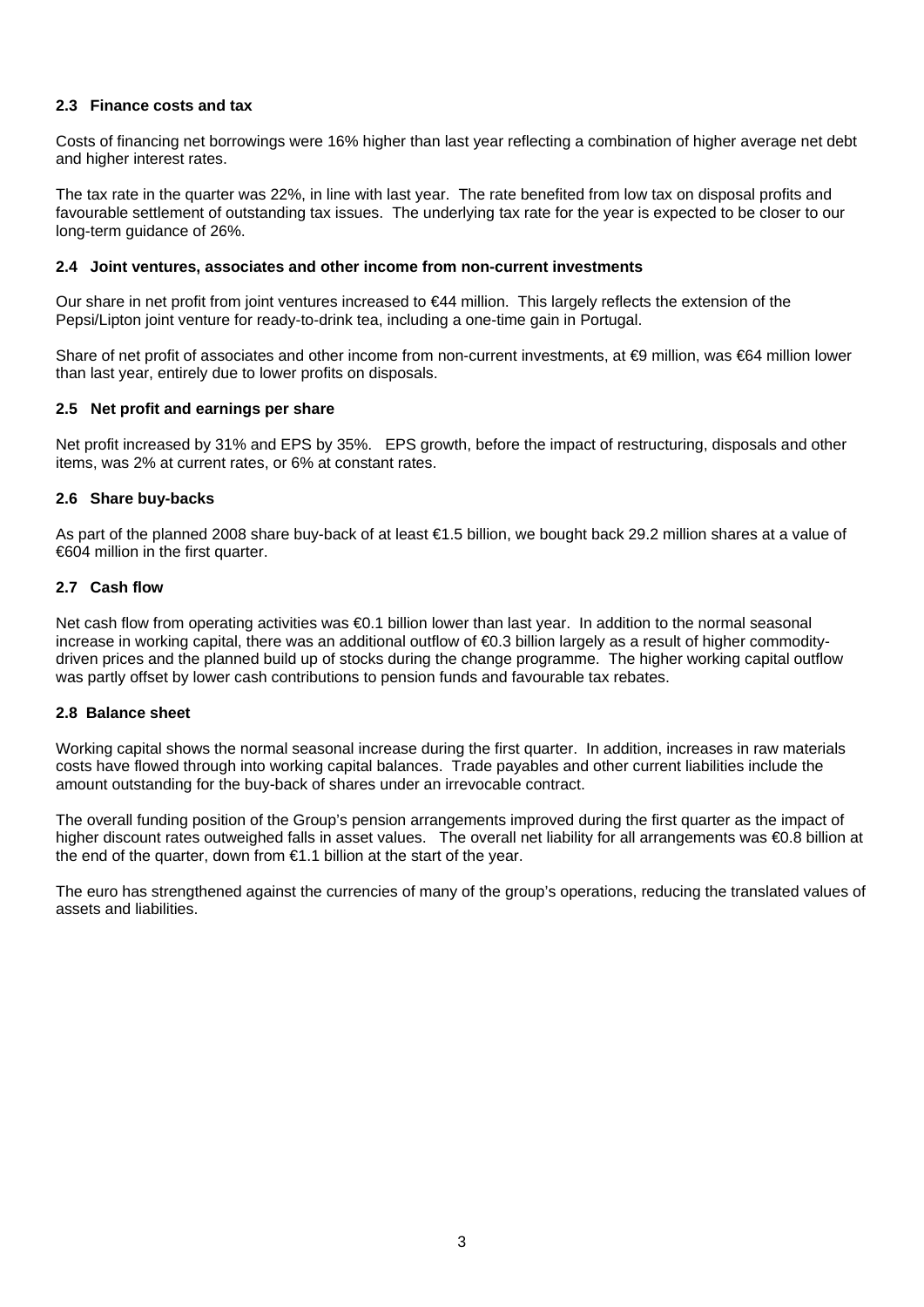### 2.3 Finance costs and tax

Costs of financing net borrowings were 16% higher than last year reflecting a combination of higher average net debt and higher interest rates.

The tax rate in the quarter was 22%, in line with last year. The rate benefited from low tax on disposal profits and favourable settlement of outstanding tax issues. The underlying tax rate for the year is expected to be closer to our long-term guidance of 26%.

### 2.4 Joint ventures, associates and other income from non-current investments

Our share in net profit from joint ventures increased to €44 million. This largely reflects the extension of the Pepsi/Lipton joint venture for ready-to-drink tea, including a one-time gain in Portugal.

Share of net profit of associates and other income from non-current investments, at €9 million, was €64 million lower than last year, entirely due to lower profits on disposals.

### 2.5 Net profit and earnings per share

Net profit increased by 31% and EPS by 35%. EPS growth, before the impact of restructuring, disposals and other items, was 2% at current rates, or 6% at constant rates.

### 2.6 Share buy-backs

As part of the planned 2008 share buy-back of at least €1.5 billion, we bought back 29.2 million shares at a value of €604 million in the first quarter.

### 2.7 Cash flow

Net cash flow from operating activities was €0.1 billion lower than last year. In addition to the normal seasonal increase in working capital, there was an additional outflow of €0.3 billion largely as a result of higher commodity-driven prices and the planned build up of stocks during the change programme. The higher working capital outflow was partly offset by lower cash contributions to pension funds and favourable tax rebates.

### 2.8 Balance sheet

Working capital shows the normal seasonal increase during the first quarter. In addition, increases in raw materials costs have flowed through into working capital balances. Trade payables and other current liabilities include the amount outstanding for the buy-back of shares under an irrevocable contract.

The overall funding position of the Group's pension arrangements improved during the first quarter as the impact of higher discount rates outweighed falls in asset values. The overall net liability for all arrangements was €0.8 billion at the end of the quarter, down from €1.1 billion at the start of the year.

The euro has strengthened against the currencies of many of the group's operations, reducing the translated values of assets and liabilities.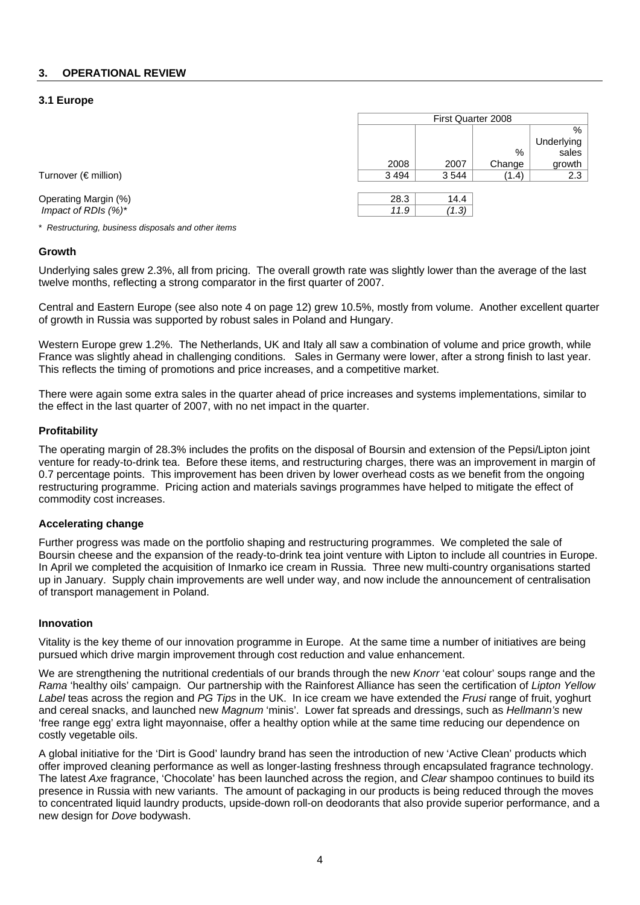## 3. OPERATIONAL REVIEW

### 3.1 Europe

| | First Quarter 2008 | | | |
|---|---|---|---|---|
| | 2008 | 2007 | % Change | % Underlying sales growth |
| Turnover (€ million) | 3 494 | 3 544 | (1.4) | 2.3 |
| Operating Margin (%) | 28.3 | 14.4 | | |
| *Impact of RDIs (%)** | *11.9* | *(1.3)* | | |

\* *Restructuring, business disposals and other items*

#### Growth

Underlying sales grew 2.3%, all from pricing. The overall growth rate was slightly lower than the average of the last twelve months, reflecting a strong comparator in the first quarter of 2007.

Central and Eastern Europe (see also note 4 on page 12) grew 10.5%, mostly from volume. Another excellent quarter of growth in Russia was supported by robust sales in Poland and Hungary.

Western Europe grew 1.2%. The Netherlands, UK and Italy all saw a combination of volume and price growth, while France was slightly ahead in challenging conditions. Sales in Germany were lower, after a strong finish to last year. This reflects the timing of promotions and price increases, and a competitive market.

There were again some extra sales in the quarter ahead of price increases and systems implementations, similar to the effect in the last quarter of 2007, with no net impact in the quarter.

#### Profitability

The operating margin of 28.3% includes the profits on the disposal of Boursin and extension of the Pepsi/Lipton joint venture for ready-to-drink tea. Before these items, and restructuring charges, there was an improvement in margin of 0.7 percentage points. This improvement has been driven by lower overhead costs as we benefit from the ongoing restructuring programme. Pricing action and materials savings programmes have helped to mitigate the effect of commodity cost increases.

#### Accelerating change

Further progress was made on the portfolio shaping and restructuring programmes. We completed the sale of Boursin cheese and the expansion of the ready-to-drink tea joint venture with Lipton to include all countries in Europe. In April we completed the acquisition of Inmarko ice cream in Russia. Three new multi-country organisations started up in January. Supply chain improvements are well under way, and now include the announcement of centralisation of transport management in Poland.

#### Innovation

Vitality is the key theme of our innovation programme in Europe. At the same time a number of initiatives are being pursued which drive margin improvement through cost reduction and value enhancement.

We are strengthening the nutritional credentials of our brands through the new *Knorr* 'eat colour' soups range and the *Rama* 'healthy oils' campaign. Our partnership with the Rainforest Alliance has seen the certification of *Lipton Yellow Label* teas across the region and *PG Tips* in the UK. In ice cream we have extended the *Frusi* range of fruit, yoghurt and cereal snacks, and launched new *Magnum* 'minis'. Lower fat spreads and dressings, such as *Hellmann's* new 'free range egg' extra light mayonnaise, offer a healthy option while at the same time reducing our dependence on costly vegetable oils.

A global initiative for the 'Dirt is Good' laundry brand has seen the introduction of new 'Active Clean' products which offer improved cleaning performance as well as longer-lasting freshness through encapsulated fragrance technology. The latest *Axe* fragrance, 'Chocolate' has been launched across the region, and *Clear* shampoo continues to build its presence in Russia with new variants. The amount of packaging in our products is being reduced through the moves to concentrated liquid laundry products, upside-down roll-on deodorants that also provide superior performance, and a new design for *Dove* bodywash.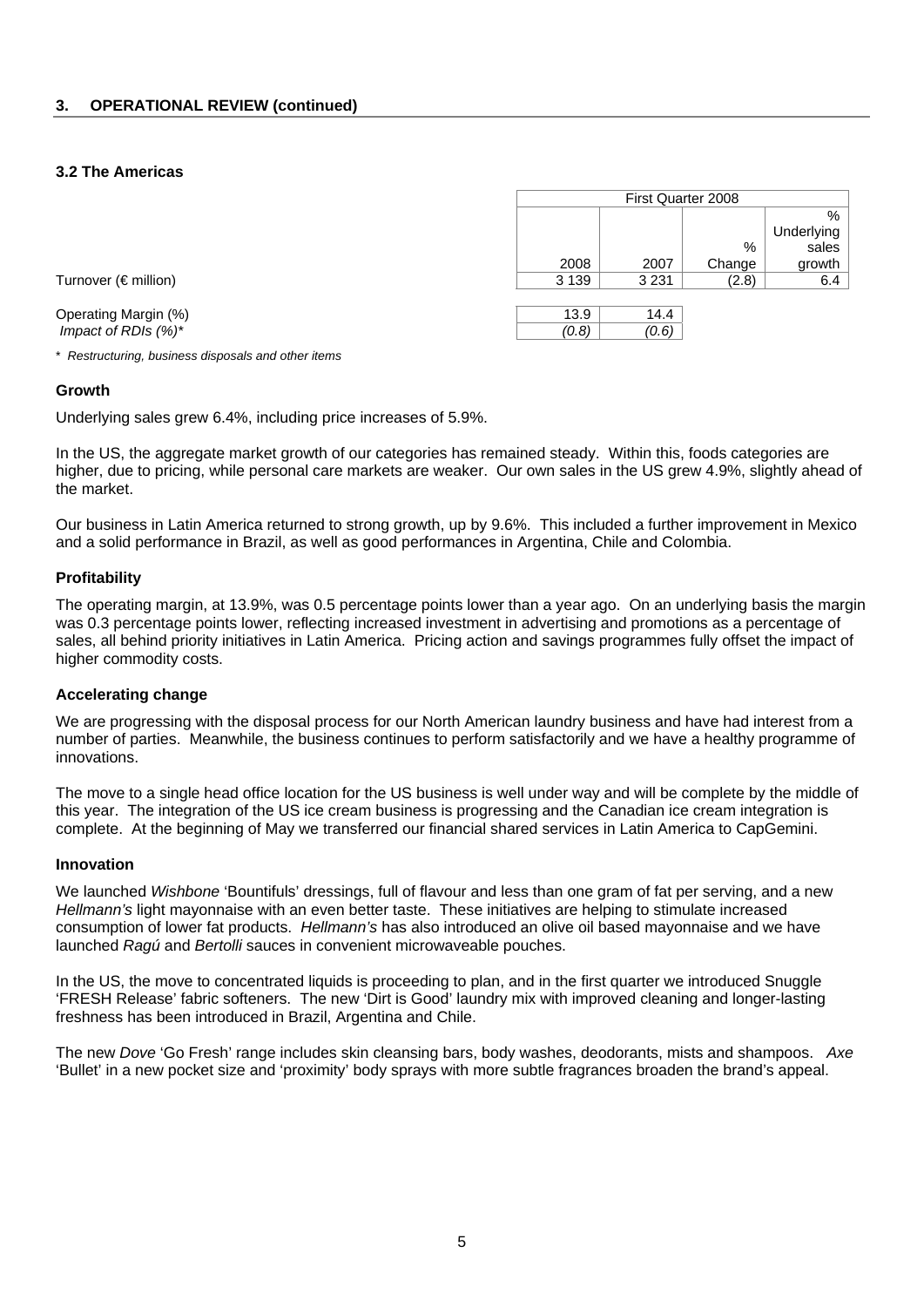## 3. OPERATIONAL REVIEW (continued)

### 3.2 The Americas

| | First Quarter 2008 | | | |
|---|---|---|---|---|
| | 2008 | 2007 | % Change | % Underlying sales growth |
| Turnover (€ million) | 3 139 | 3 231 | (2.8) | 6.4 |
| Operating Margin (%) | 13.9 | 14.4 | | |
| *Impact of RDIs (%)** | *(0.8)* | *(0.6)* | | |

\* *Restructuring, business disposals and other items*

#### Growth

Underlying sales grew 6.4%, including price increases of 5.9%.

In the US, the aggregate market growth of our categories has remained steady. Within this, foods categories are higher, due to pricing, while personal care markets are weaker. Our own sales in the US grew 4.9%, slightly ahead of the market.

Our business in Latin America returned to strong growth, up by 9.6%. This included a further improvement in Mexico and a solid performance in Brazil, as well as good performances in Argentina, Chile and Colombia.

#### Profitability

The operating margin, at 13.9%, was 0.5 percentage points lower than a year ago. On an underlying basis the margin was 0.3 percentage points lower, reflecting increased investment in advertising and promotions as a percentage of sales, all behind priority initiatives in Latin America. Pricing action and savings programmes fully offset the impact of higher commodity costs.

#### Accelerating change

We are progressing with the disposal process for our North American laundry business and have had interest from a number of parties. Meanwhile, the business continues to perform satisfactorily and we have a healthy programme of innovations.

The move to a single head office location for the US business is well under way and will be complete by the middle of this year. The integration of the US ice cream business is progressing and the Canadian ice cream integration is complete. At the beginning of May we transferred our financial shared services in Latin America to CapGemini.

#### Innovation

We launched *Wishbone* 'Bountifuls' dressings, full of flavour and less than one gram of fat per serving, and a new *Hellmann's* light mayonnaise with an even better taste. These initiatives are helping to stimulate increased consumption of lower fat products. *Hellmann's* has also introduced an olive oil based mayonnaise and we have launched *Ragú* and *Bertolli* sauces in convenient microwaveable pouches.

In the US, the move to concentrated liquids is proceeding to plan, and in the first quarter we introduced Snuggle 'FRESH Release' fabric softeners. The new 'Dirt is Good' laundry mix with improved cleaning and longer-lasting freshness has been introduced in Brazil, Argentina and Chile.

The new *Dove* 'Go Fresh' range includes skin cleansing bars, body washes, deodorants, mists and shampoos. *Axe* 'Bullet' in a new pocket size and 'proximity' body sprays with more subtle fragrances broaden the brand's appeal.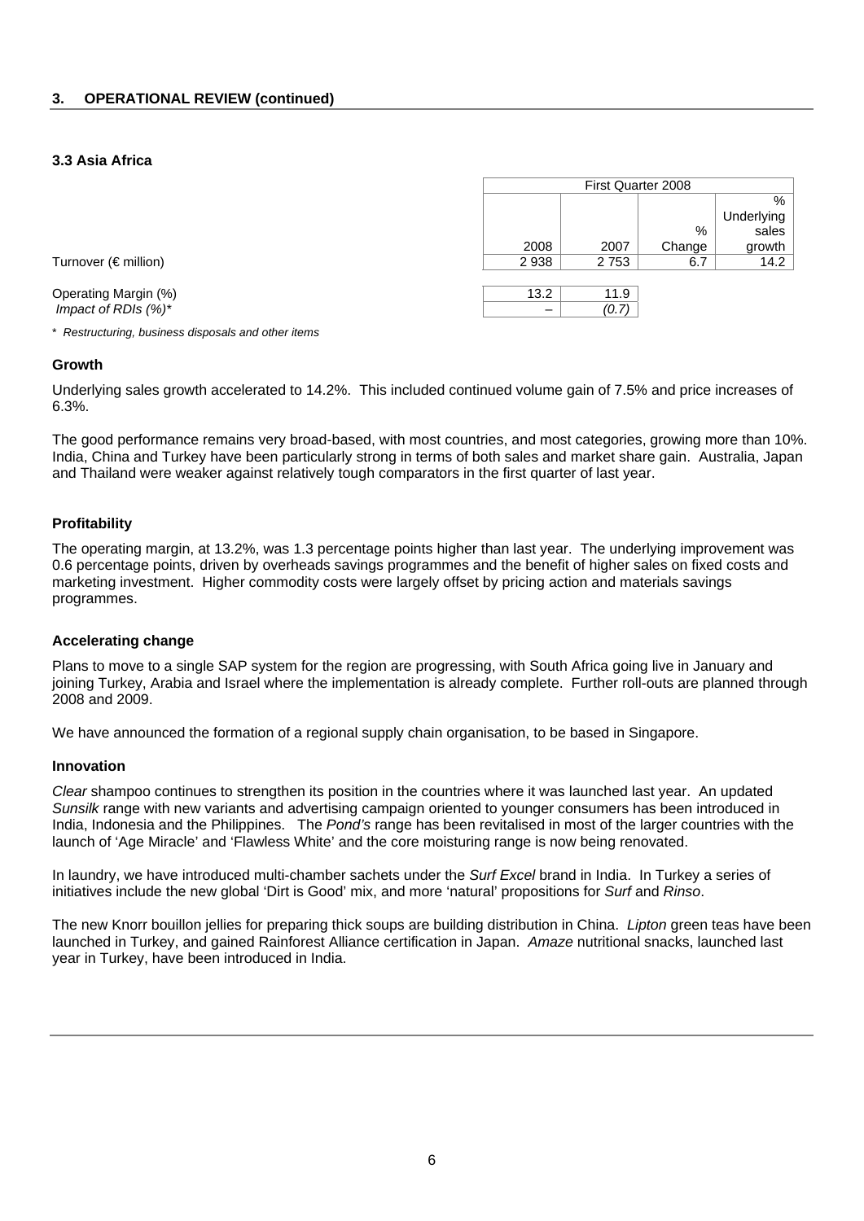## 3. OPERATIONAL REVIEW (continued)

### 3.3 Asia Africa

| | First Quarter 2008 | | | |
|---|---|---|---|---|
| | 2008 | 2007 | % Change | % Underlying sales growth |
| Turnover (€ million) | 2 938 | 2 753 | 6.7 | 14.2 |
| Operating Margin (%) | 13.2 | 11.9 | | |
| *Impact of RDIs (%)** | – | *(0.7)* | | |

\* *Restructuring, business disposals and other items*

**Growth**

Underlying sales growth accelerated to 14.2%. This included continued volume gain of 7.5% and price increases of 6.3%.

The good performance remains very broad-based, with most countries, and most categories, growing more than 10%. India, China and Turkey have been particularly strong in terms of both sales and market share gain. Australia, Japan and Thailand were weaker against relatively tough comparators in the first quarter of last year.

**Profitability**

The operating margin, at 13.2%, was 1.3 percentage points higher than last year. The underlying improvement was 0.6 percentage points, driven by overheads savings programmes and the benefit of higher sales on fixed costs and marketing investment. Higher commodity costs were largely offset by pricing action and materials savings programmes.

**Accelerating change**

Plans to move to a single SAP system for the region are progressing, with South Africa going live in January and joining Turkey, Arabia and Israel where the implementation is already complete. Further roll-outs are planned through 2008 and 2009.

We have announced the formation of a regional supply chain organisation, to be based in Singapore.

**Innovation**

*Clear* shampoo continues to strengthen its position in the countries where it was launched last year. An updated *Sunsilk* range with new variants and advertising campaign oriented to younger consumers has been introduced in India, Indonesia and the Philippines. The *Pond's* range has been revitalised in most of the larger countries with the launch of 'Age Miracle' and 'Flawless White' and the core moisturing range is now being renovated.

In laundry, we have introduced multi-chamber sachets under the *Surf Excel* brand in India. In Turkey a series of initiatives include the new global 'Dirt is Good' mix, and more 'natural' propositions for *Surf* and *Rinso*.

The new Knorr bouillon jellies for preparing thick soups are building distribution in China. *Lipton* green teas have been launched in Turkey, and gained Rainforest Alliance certification in Japan. *Amaze* nutritional snacks, launched last year in Turkey, have been introduced in India.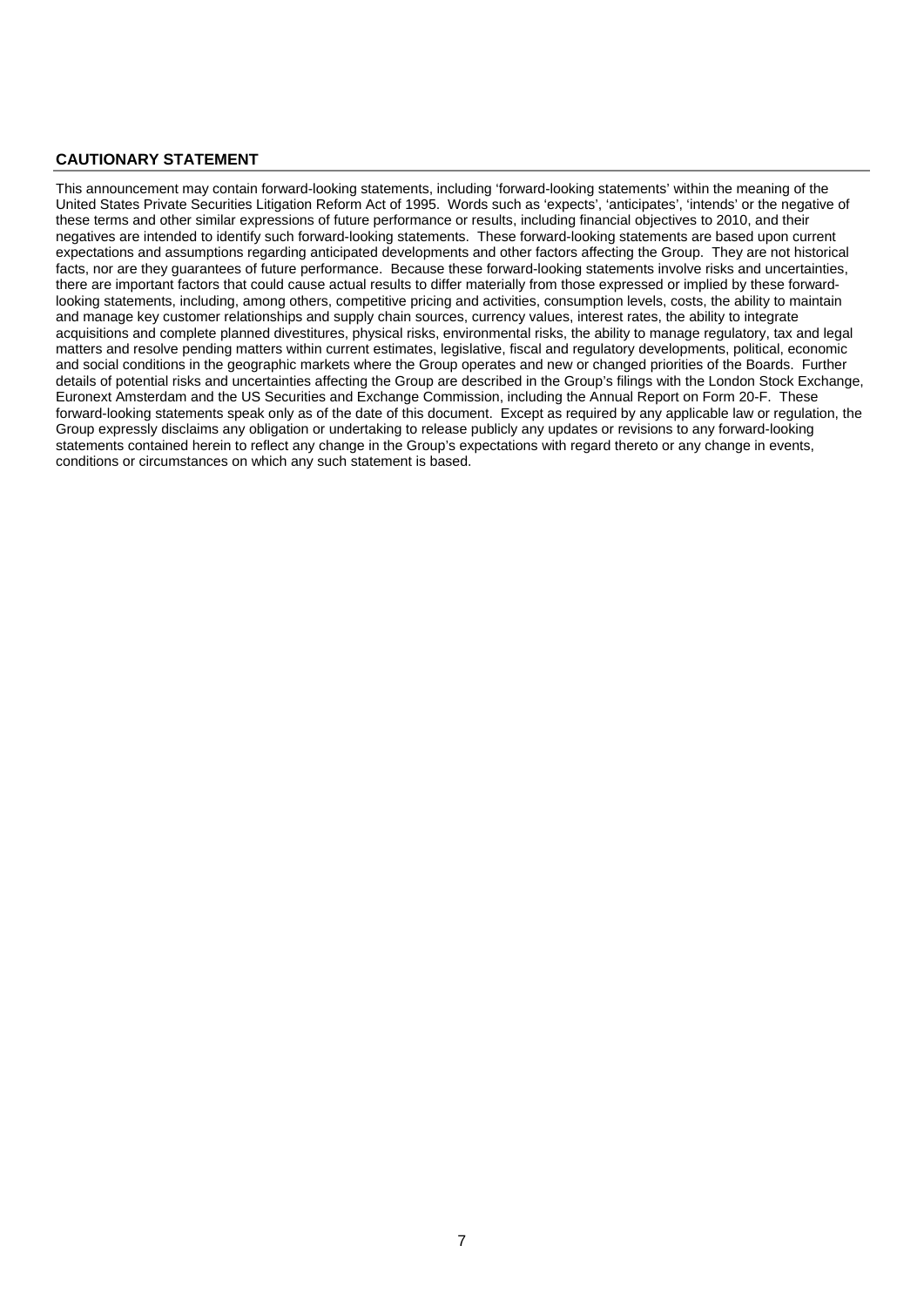## CAUTIONARY STATEMENT

This announcement may contain forward-looking statements, including 'forward-looking statements' within the meaning of the United States Private Securities Litigation Reform Act of 1995. Words such as 'expects', 'anticipates', 'intends' or the negative of these terms and other similar expressions of future performance or results, including financial objectives to 2010, and their negatives are intended to identify such forward-looking statements. These forward-looking statements are based upon current expectations and assumptions regarding anticipated developments and other factors affecting the Group. They are not historical facts, nor are they guarantees of future performance. Because these forward-looking statements involve risks and uncertainties, there are important factors that could cause actual results to differ materially from those expressed or implied by these forward-looking statements, including, among others, competitive pricing and activities, consumption levels, costs, the ability to maintain and manage key customer relationships and supply chain sources, currency values, interest rates, the ability to integrate acquisitions and complete planned divestitures, physical risks, environmental risks, the ability to manage regulatory, tax and legal matters and resolve pending matters within current estimates, legislative, fiscal and regulatory developments, political, economic and social conditions in the geographic markets where the Group operates and new or changed priorities of the Boards. Further details of potential risks and uncertainties affecting the Group are described in the Group's filings with the London Stock Exchange, Euronext Amsterdam and the US Securities and Exchange Commission, including the Annual Report on Form 20-F. These forward-looking statements speak only as of the date of this document. Except as required by any applicable law or regulation, the Group expressly disclaims any obligation or undertaking to release publicly any updates or revisions to any forward-looking statements contained herein to reflect any change in the Group's expectations with regard thereto or any change in events, conditions or circumstances on which any such statement is based.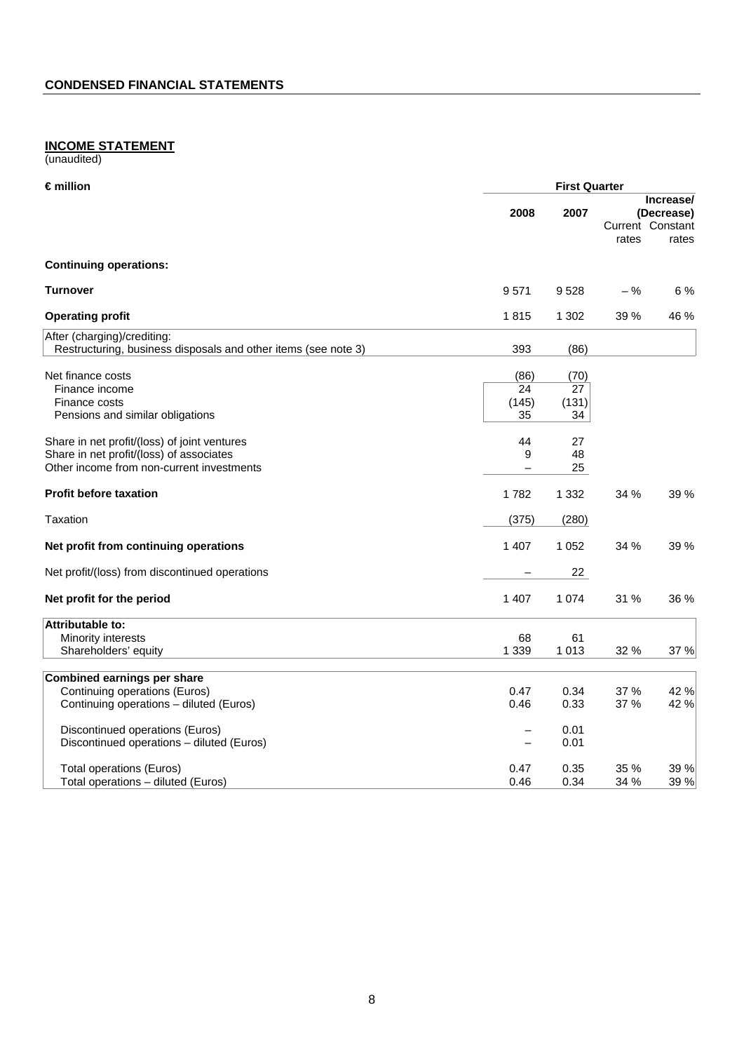## CONDENSED FINANCIAL STATEMENTS

### INCOME STATEMENT

(unaudited)

| € million | First Quarter | | | |
|---|---|---|---|---|
| | 2008 | 2007 | Increase/ (Decrease) Current rates | Constant rates |
| **Continuing operations:** | | | | |
| **Turnover** | 9 571 | 9 528 | – % | 6 % |
| **Operating profit** | 1 815 | 1 302 | 39 % | 46 % |
| After (charging)/crediting: | | | | |
| Restructuring, business disposals and other items (see note 3) | 393 | (86) | | |
| Net finance costs | (86) | (70) | | |
| Finance income | 24 | 27 | | |
| Finance costs | (145) | (131) | | |
| Pensions and similar obligations | 35 | 34 | | |
| Share in net profit/(loss) of joint ventures | 44 | 27 | | |
| Share in net profit/(loss) of associates | 9 | 48 | | |
| Other income from non-current investments | – | 25 | | |
| **Profit before taxation** | 1 782 | 1 332 | 34 % | 39 % |
| Taxation | (375) | (280) | | |
| **Net profit from continuing operations** | 1 407 | 1 052 | 34 % | 39 % |
| Net profit/(loss) from discontinued operations | – | 22 | | |
| **Net profit for the period** | 1 407 | 1 074 | 31 % | 36 % |
| **Attributable to:** | | | | |
| Minority interests | 68 | 61 | | |
| Shareholders' equity | 1 339 | 1 013 | 32 % | 37 % |
| **Combined earnings per share** | | | | |
| Continuing operations (Euros) | 0.47 | 0.34 | 37 % | 42 % |
| Continuing operations – diluted (Euros) | 0.46 | 0.33 | 37 % | 42 % |
| Discontinued operations (Euros) | – | 0.01 | | |
| Discontinued operations – diluted (Euros) | – | 0.01 | | |
| Total operations (Euros) | 0.47 | 0.35 | 35 % | 39 % |
| Total operations – diluted (Euros) | 0.46 | 0.34 | 34 % | 39 % |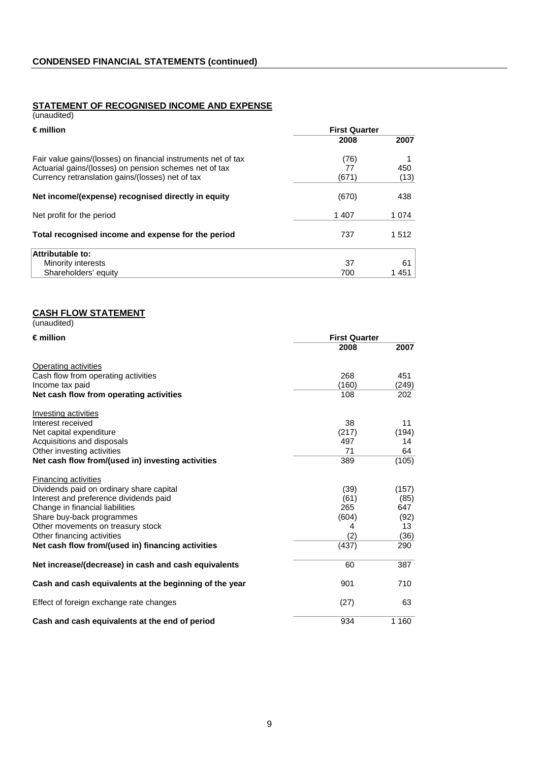## CONDENSED FINANCIAL STATEMENTS (continued)

### STATEMENT OF RECOGNISED INCOME AND EXPENSE

(unaudited)

| € million | First Quarter | |
|---|---|---|
| | 2008 | 2007 |
| Fair value gains/(losses) on financial instruments net of tax | (76) | 1 |
| Actuarial gains/(losses) on pension schemes net of tax | 77 | 450 |
| Currency retranslation gains/(losses) net of tax | (671) | (13) |
| **Net income/(expense) recognised directly in equity** | (670) | 438 |
| Net profit for the period | 1 407 | 1 074 |
| **Total recognised income and expense for the period** | 737 | 1 512 |
| **Attributable to:** | | |
| Minority interests | 37 | 61 |
| Shareholders' equity | 700 | 1 451 |

### CASH FLOW STATEMENT

(unaudited)

| € million | First Quarter | |
|---|---|---|
| | 2008 | 2007 |
| Operating activities | | |
| Cash flow from operating activities | 268 | 451 |
| Income tax paid | (160) | (249) |
| **Net cash flow from operating activities** | 108 | 202 |
| Investing activities | | |
| Interest received | 38 | 11 |
| Net capital expenditure | (217) | (194) |
| Acquisitions and disposals | 497 | 14 |
| Other investing activities | 71 | 64 |
| **Net cash flow from/(used in) investing activities** | 389 | (105) |
| Financing activities | | |
| Dividends paid on ordinary share capital | (39) | (157) |
| Interest and preference dividends paid | (61) | (85) |
| Change in financial liabilities | 265 | 647 |
| Share buy-back programmes | (604) | (92) |
| Other movements on treasury stock | 4 | 13 |
| Other financing activities | (2) | (36) |
| **Net cash flow from/(used in) financing activities** | (437) | 290 |
| **Net increase/(decrease) in cash and cash equivalents** | 60 | 387 |
| **Cash and cash equivalents at the beginning of the year** | 901 | 710 |
| Effect of foreign exchange rate changes | (27) | 63 |
| **Cash and cash equivalents at the end of period** | 934 | 1 160 |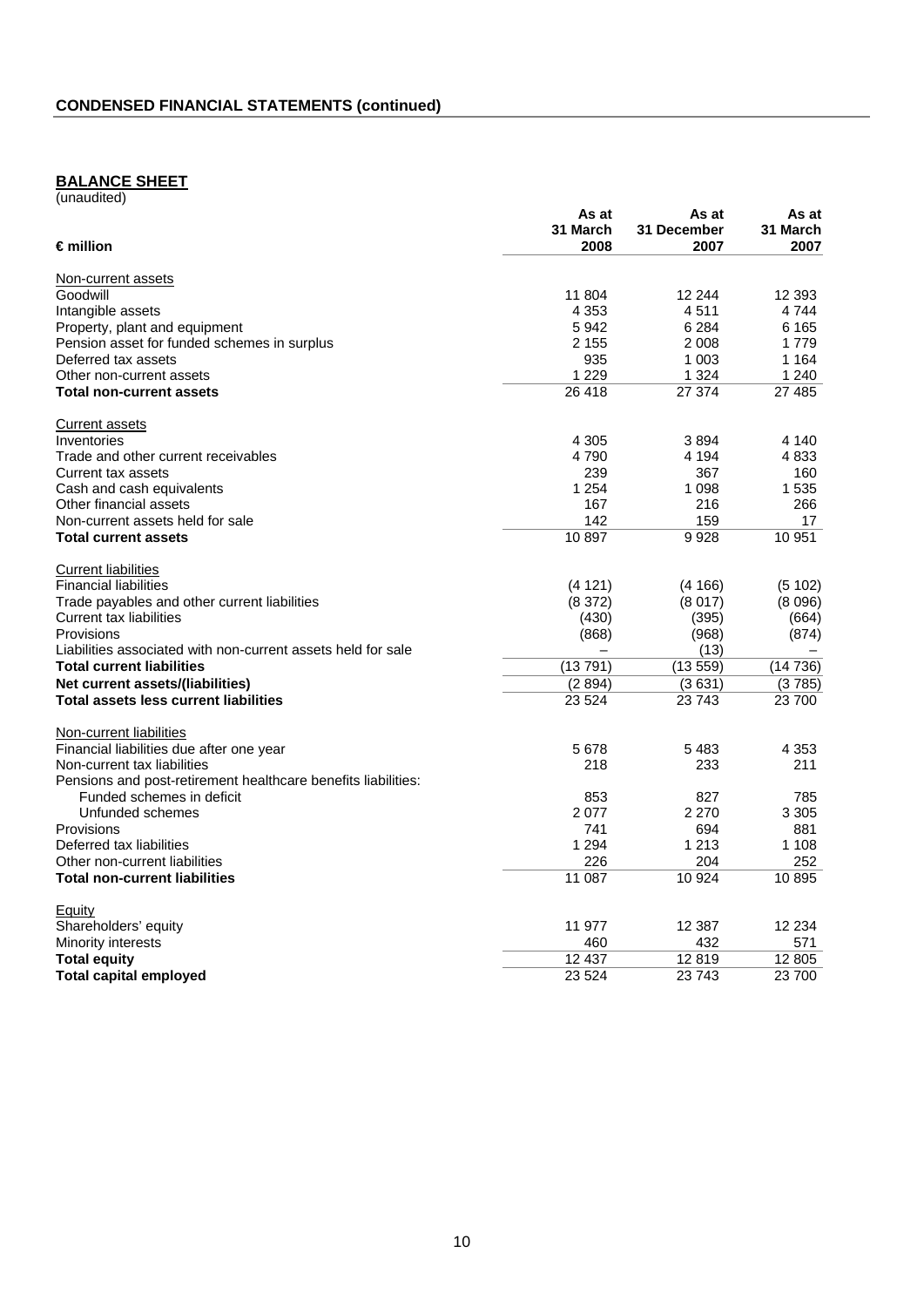## CONDENSED FINANCIAL STATEMENTS (continued)

### BALANCE SHEET

(unaudited)

| € million | As at 31 March 2008 | As at 31 December 2007 | As at 31 March 2007 |
|---|---|---|---|
| Non-current assets | | | |
| Goodwill | 11 804 | 12 244 | 12 393 |
| Intangible assets | 4 353 | 4 511 | 4 744 |
| Property, plant and equipment | 5 942 | 6 284 | 6 165 |
| Pension asset for funded schemes in surplus | 2 155 | 2 008 | 1 779 |
| Deferred tax assets | 935 | 1 003 | 1 164 |
| Other non-current assets | 1 229 | 1 324 | 1 240 |
| **Total non-current assets** | 26 418 | 27 374 | 27 485 |
| Current assets | | | |
| Inventories | 4 305 | 3 894 | 4 140 |
| Trade and other current receivables | 4 790 | 4 194 | 4 833 |
| Current tax assets | 239 | 367 | 160 |
| Cash and cash equivalents | 1 254 | 1 098 | 1 535 |
| Other financial assets | 167 | 216 | 266 |
| Non-current assets held for sale | 142 | 159 | 17 |
| **Total current assets** | 10 897 | 9 928 | 10 951 |
| Current liabilities | | | |
| Financial liabilities | (4 121) | (4 166) | (5 102) |
| Trade payables and other current liabilities | (8 372) | (8 017) | (8 096) |
| Current tax liabilities | (430) | (395) | (664) |
| Provisions | (868) | (968) | (874) |
| Liabilities associated with non-current assets held for sale | – | (13) | – |
| **Total current liabilities** | (13 791) | (13 559) | (14 736) |
| **Net current assets/(liabilities)** | (2 894) | (3 631) | (3 785) |
| **Total assets less current liabilities** | 23 524 | 23 743 | 23 700 |
| Non-current liabilities | | | |
| Financial liabilities due after one year | 5 678 | 5 483 | 4 353 |
| Non-current tax liabilities | 218 | 233 | 211 |
| Pensions and post-retirement healthcare benefits liabilities: | | | |
| Funded schemes in deficit | 853 | 827 | 785 |
| Unfunded schemes | 2 077 | 2 270 | 3 305 |
| Provisions | 741 | 694 | 881 |
| Deferred tax liabilities | 1 294 | 1 213 | 1 108 |
| Other non-current liabilities | 226 | 204 | 252 |
| **Total non-current liabilities** | 11 087 | 10 924 | 10 895 |
| Equity | | | |
| Shareholders' equity | 11 977 | 12 387 | 12 234 |
| Minority interests | 460 | 432 | 571 |
| **Total equity** | 12 437 | 12 819 | 12 805 |
| **Total capital employed** | 23 524 | 23 743 | 23 700 |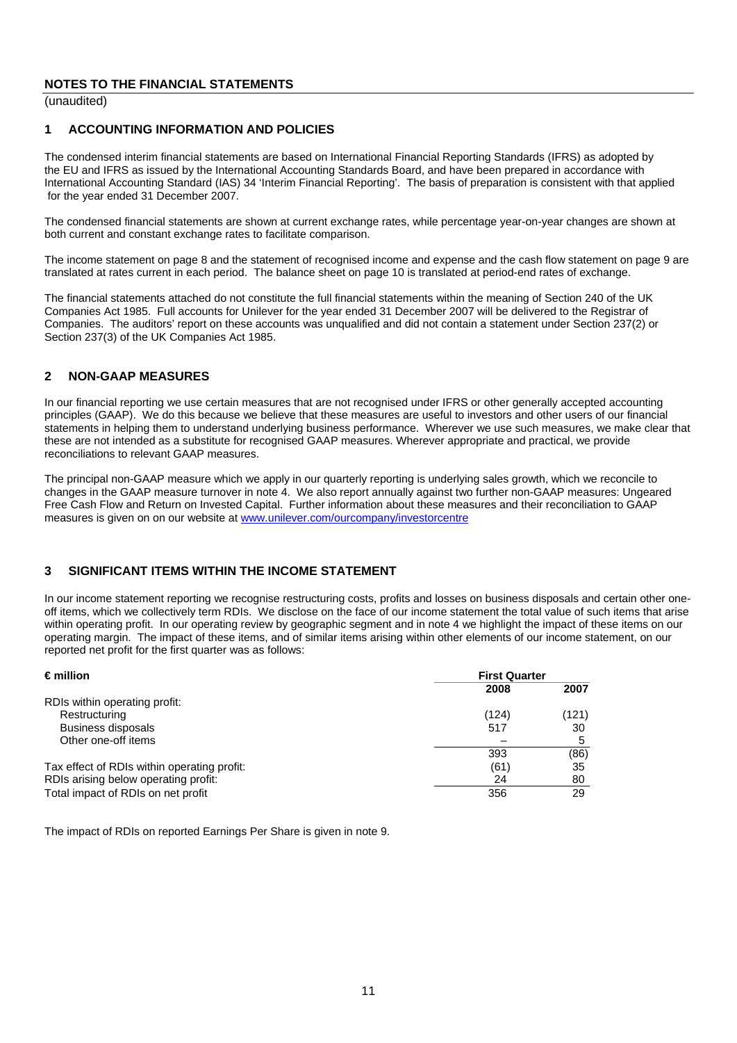## NOTES TO THE FINANCIAL STATEMENTS

(unaudited)

### 1 ACCOUNTING INFORMATION AND POLICIES

The condensed interim financial statements are based on International Financial Reporting Standards (IFRS) as adopted by the EU and IFRS as issued by the International Accounting Standards Board, and have been prepared in accordance with International Accounting Standard (IAS) 34 'Interim Financial Reporting'. The basis of preparation is consistent with that applied for the year ended 31 December 2007.

The condensed financial statements are shown at current exchange rates, while percentage year-on-year changes are shown at both current and constant exchange rates to facilitate comparison.

The income statement on page 8 and the statement of recognised income and expense and the cash flow statement on page 9 are translated at rates current in each period. The balance sheet on page 10 is translated at period-end rates of exchange.

The financial statements attached do not constitute the full financial statements within the meaning of Section 240 of the UK Companies Act 1985. Full accounts for Unilever for the year ended 31 December 2007 will be delivered to the Registrar of Companies. The auditors' report on these accounts was unqualified and did not contain a statement under Section 237(2) or Section 237(3) of the UK Companies Act 1985.

### 2 NON-GAAP MEASURES

In our financial reporting we use certain measures that are not recognised under IFRS or other generally accepted accounting principles (GAAP). We do this because we believe that these measures are useful to investors and other users of our financial statements in helping them to understand underlying business performance. Wherever we use such measures, we make clear that these are not intended as a substitute for recognised GAAP measures. Wherever appropriate and practical, we provide reconciliations to relevant GAAP measures.

The principal non-GAAP measure which we apply in our quarterly reporting is underlying sales growth, which we reconcile to changes in the GAAP measure turnover in note 4. We also report annually against two further non-GAAP measures: Ungeared Free Cash Flow and Return on Invested Capital. Further information about these measures and their reconciliation to GAAP measures is given on on our website at www.unilever.com/ourcompany/investorcentre

### 3 SIGNIFICANT ITEMS WITHIN THE INCOME STATEMENT

In our income statement reporting we recognise restructuring costs, profits and losses on business disposals and certain other one-off items, which we collectively term RDIs. We disclose on the face of our income statement the total value of such items that arise within operating profit. In our operating review by geographic segment and in note 4 we highlight the impact of these items on our operating margin. The impact of these items, and of similar items arising within other elements of our income statement, on our reported net profit for the first quarter was as follows:

| € million | First Quarter | |
|---|---|---|
| | 2008 | 2007 |
| RDIs within operating profit: | | |
| Restructuring | (124) | (121) |
| Business disposals | 517 | 30 |
| Other one-off items | – | 5 |
| | 393 | (86) |
| Tax effect of RDIs within operating profit: | (61) | 35 |
| RDIs arising below operating profit: | 24 | 80 |
| Total impact of RDIs on net profit | 356 | 29 |

The impact of RDIs on reported Earnings Per Share is given in note 9.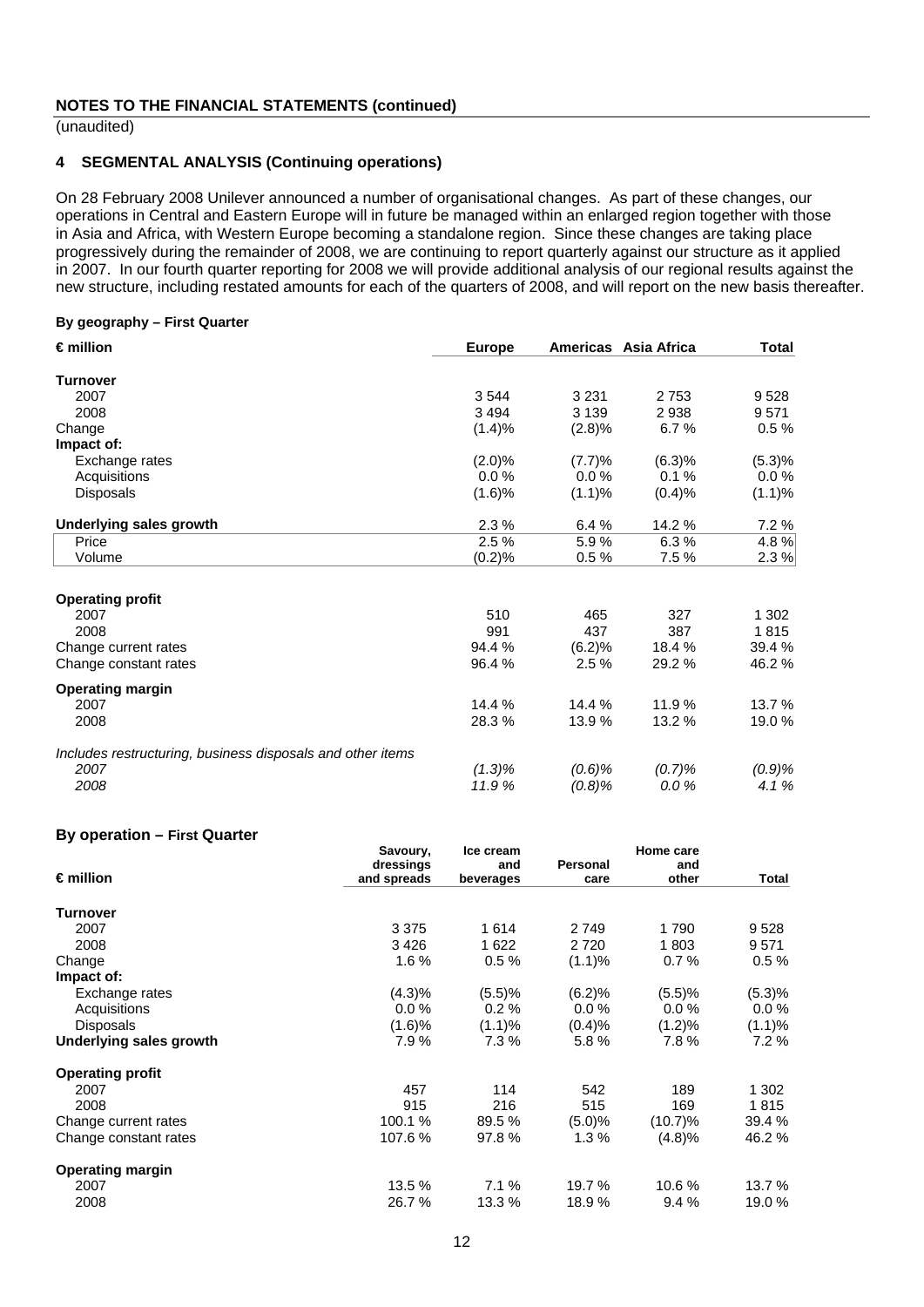**NOTES TO THE FINANCIAL STATEMENTS (continued)**

(unaudited)

## 4 SEGMENTAL ANALYSIS (Continuing operations)

On 28 February 2008 Unilever announced a number of organisational changes. As part of these changes, our operations in Central and Eastern Europe will in future be managed within an enlarged region together with those in Asia and Africa, with Western Europe becoming a standalone region. Since these changes are taking place progressively during the remainder of 2008, we are continuing to report quarterly against our structure as it applied in 2007. In our fourth quarter reporting for 2008 we will provide additional analysis of our regional results against the new structure, including restated amounts for each of the quarters of 2008, and will report on the new basis thereafter.

**By geography – First Quarter**

| € million | Europe | Americas | Asia Africa | Total |
|---|---|---|---|---|
| **Turnover** | | | | |
| 2007 | 3 544 | 3 231 | 2 753 | 9 528 |
| 2008 | 3 494 | 3 139 | 2 938 | 9 571 |
| Change | (1.4)% | (2.8)% | 6.7 % | 0.5 % |
| **Impact of:** | | | | |
| Exchange rates | (2.0)% | (7.7)% | (6.3)% | (5.3)% |
| Acquisitions | 0.0 % | 0.0 % | 0.1 % | 0.0 % |
| Disposals | (1.6)% | (1.1)% | (0.4)% | (1.1)% |
| **Underlying sales growth** | 2.3 % | 6.4 % | 14.2 % | 7.2 % |
| Price | 2.5 % | 5.9 % | 6.3 % | 4.8 % |
| Volume | (0.2)% | 0.5 % | 7.5 % | 2.3 % |
| **Operating profit** | | | | |
| 2007 | 510 | 465 | 327 | 1 302 |
| 2008 | 991 | 437 | 387 | 1 815 |
| Change current rates | 94.4 % | (6.2)% | 18.4 % | 39.4 % |
| Change constant rates | 96.4 % | 2.5 % | 29.2 % | 46.2 % |
| **Operating margin** | | | | |
| 2007 | 14.4 % | 14.4 % | 11.9 % | 13.7 % |
| 2008 | 28.3 % | 13.9 % | 13.2 % | 19.0 % |
| *Includes restructuring, business disposals and other items* | | | | |
| *2007* | *(1.3)%* | *(0.6)%* | *(0.7)%* | *(0.9)%* |
| *2008* | *11.9 %* | *(0.8)%* | *0.0 %* | *4.1 %* |

**By operation – First Quarter**

| € million | Savoury, dressings and spreads | Ice cream and beverages | Personal care | Home care and other | Total |
|---|---|---|---|---|---|
| **Turnover** | | | | | |
| 2007 | 3 375 | 1 614 | 2 749 | 1 790 | 9 528 |
| 2008 | 3 426 | 1 622 | 2 720 | 1 803 | 9 571 |
| Change | 1.6 % | 0.5 % | (1.1)% | 0.7 % | 0.5 % |
| **Impact of:** | | | | | |
| Exchange rates | (4.3)% | (5.5)% | (6.2)% | (5.5)% | (5.3)% |
| Acquisitions | 0.0 % | 0.2 % | 0.0 % | 0.0 % | 0.0 % |
| Disposals | (1.6)% | (1.1)% | (0.4)% | (1.2)% | (1.1)% |
| **Underlying sales growth** | 7.9 % | 7.3 % | 5.8 % | 7.8 % | 7.2 % |
| **Operating profit** | | | | | |
| 2007 | 457 | 114 | 542 | 189 | 1 302 |
| 2008 | 915 | 216 | 515 | 169 | 1 815 |
| Change current rates | 100.1 % | 89.5 % | (5.0)% | (10.7)% | 39.4 % |
| Change constant rates | 107.6 % | 97.8 % | 1.3 % | (4.8)% | 46.2 % |
| **Operating margin** | | | | | |
| 2007 | 13.5 % | 7.1 % | 19.7 % | 10.6 % | 13.7 % |
| 2008 | 26.7 % | 13.3 % | 18.9 % | 9.4 % | 19.0 % |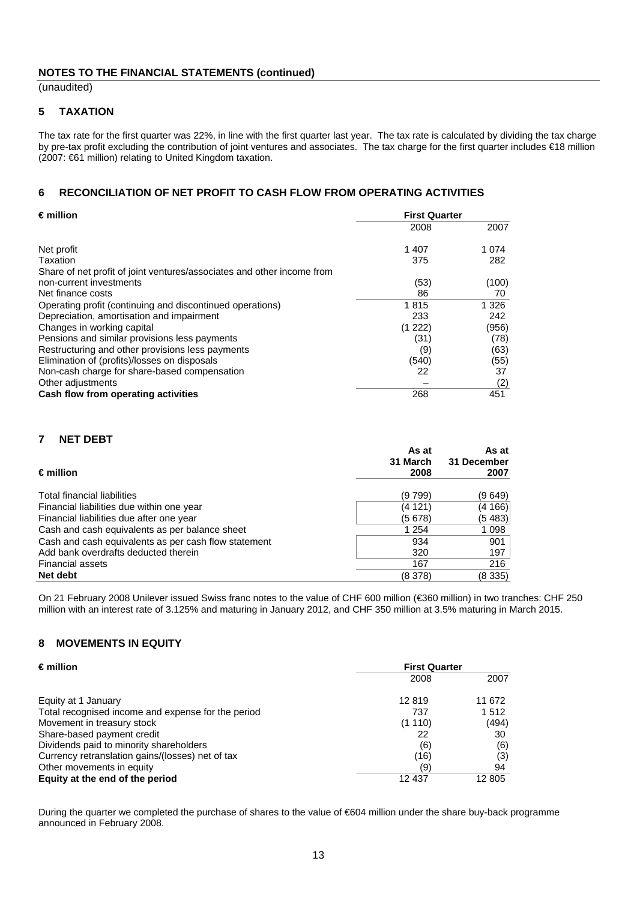## NOTES TO THE FINANCIAL STATEMENTS (continued)

(unaudited)

### 5 TAXATION

The tax rate for the first quarter was 22%, in line with the first quarter last year. The tax rate is calculated by dividing the tax charge by pre-tax profit excluding the contribution of joint ventures and associates. The tax charge for the first quarter includes €18 million (2007: €61 million) relating to United Kingdom taxation.

### 6 RECONCILIATION OF NET PROFIT TO CASH FLOW FROM OPERATING ACTIVITIES

| € million | First Quarter | |
|---|---|---|
| | 2008 | 2007 |
| Net profit | 1 407 | 1 074 |
| Taxation | 375 | 282 |
| Share of net profit of joint ventures/associates and other income from non-current investments | (53) | (100) |
| Net finance costs | 86 | 70 |
| Operating profit (continuing and discontinued operations) | 1 815 | 1 326 |
| Depreciation, amortisation and impairment | 233 | 242 |
| Changes in working capital | (1 222) | (956) |
| Pensions and similar provisions less payments | (31) | (78) |
| Restructuring and other provisions less payments | (9) | (63) |
| Elimination of (profits)/losses on disposals | (540) | (55) |
| Non-cash charge for share-based compensation | 22 | 37 |
| Other adjustments | – | (2) |
| **Cash flow from operating activities** | 268 | 451 |

### 7 NET DEBT

| € million | As at 31 March 2008 | As at 31 December 2007 |
|---|---|---|
| Total financial liabilities | (9 799) | (9 649) |
| Financial liabilities due within one year | (4 121) | (4 166) |
| Financial liabilities due after one year | (5 678) | (5 483) |
| Cash and cash equivalents as per balance sheet | 1 254 | 1 098 |
| Cash and cash equivalents as per cash flow statement | 934 | 901 |
| Add bank overdrafts deducted therein | 320 | 197 |
| Financial assets | 167 | 216 |
| **Net debt** | (8 378) | (8 335) |

On 21 February 2008 Unilever issued Swiss franc notes to the value of CHF 600 million (€360 million) in two tranches: CHF 250 million with an interest rate of 3.125% and maturing in January 2012, and CHF 350 million at 3.5% maturing in March 2015.

### 8 MOVEMENTS IN EQUITY

| € million | First Quarter | |
|---|---|---|
| | 2008 | 2007 |
| Equity at 1 January | 12 819 | 11 672 |
| Total recognised income and expense for the period | 737 | 1 512 |
| Movement in treasury stock | (1 110) | (494) |
| Share-based payment credit | 22 | 30 |
| Dividends paid to minority shareholders | (6) | (6) |
| Currency retranslation gains/(losses) net of tax | (16) | (3) |
| Other movements in equity | (9) | 94 |
| **Equity at the end of the period** | 12 437 | 12 805 |

During the quarter we completed the purchase of shares to the value of €604 million under the share buy-back programme announced in February 2008.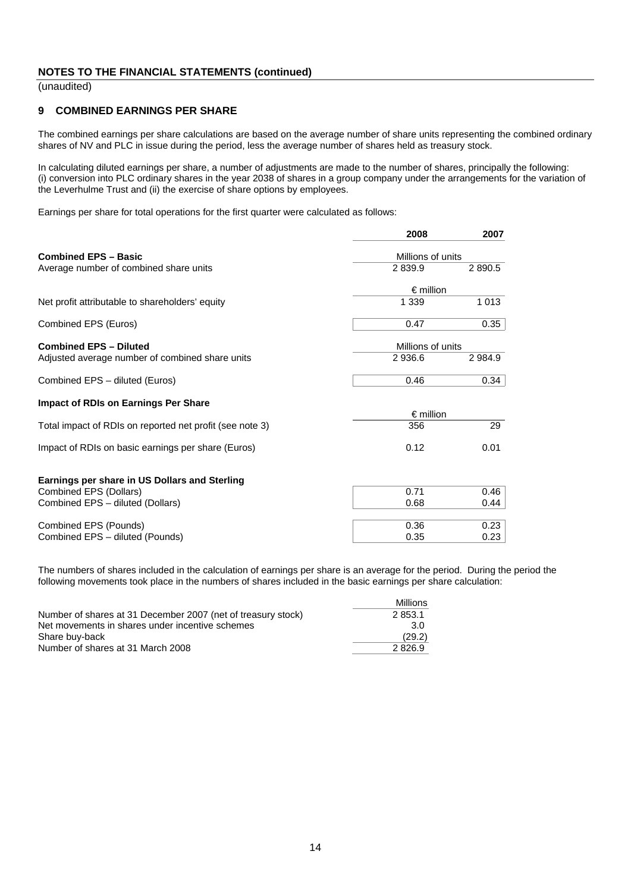## NOTES TO THE FINANCIAL STATEMENTS (continued)

(unaudited)

### 9 COMBINED EARNINGS PER SHARE

The combined earnings per share calculations are based on the average number of share units representing the combined ordinary shares of NV and PLC in issue during the period, less the average number of shares held as treasury stock.

In calculating diluted earnings per share, a number of adjustments are made to the number of shares, principally the following: (i) conversion into PLC ordinary shares in the year 2038 of shares in a group company under the arrangements for the variation of the Leverhulme Trust and (ii) the exercise of share options by employees.

Earnings per share for total operations for the first quarter were calculated as follows:

| | 2008 | 2007 |
|---|---|---|
| **Combined EPS – Basic** | Millions of units | |
| Average number of combined share units | 2 839.9 | 2 890.5 |
| | € million | |
| Net profit attributable to shareholders' equity | 1 339 | 1 013 |
| Combined EPS (Euros) | 0.47 | 0.35 |
| **Combined EPS – Diluted** | Millions of units | |
| Adjusted average number of combined share units | 2 936.6 | 2 984.9 |
| Combined EPS – diluted (Euros) | 0.46 | 0.34 |
| **Impact of RDIs on Earnings Per Share** | | |
| | € million | |
| Total impact of RDIs on reported net profit (see note 3) | 356 | 29 |
| Impact of RDIs on basic earnings per share (Euros) | 0.12 | 0.01 |
| **Earnings per share in US Dollars and Sterling** | | |
| Combined EPS (Dollars) | 0.71 | 0.46 |
| Combined EPS – diluted (Dollars) | 0.68 | 0.44 |
| Combined EPS (Pounds) | 0.36 | 0.23 |
| Combined EPS – diluted (Pounds) | 0.35 | 0.23 |

The numbers of shares included in the calculation of earnings per share is an average for the period. During the period the following movements took place in the numbers of shares included in the basic earnings per share calculation:

| | Millions |
|---|---|
| Number of shares at 31 December 2007 (net of treasury stock) | 2 853.1 |
| Net movements in shares under incentive schemes | 3.0 |
| Share buy-back | (29.2) |
| Number of shares at 31 March 2008 | 2 826.9 |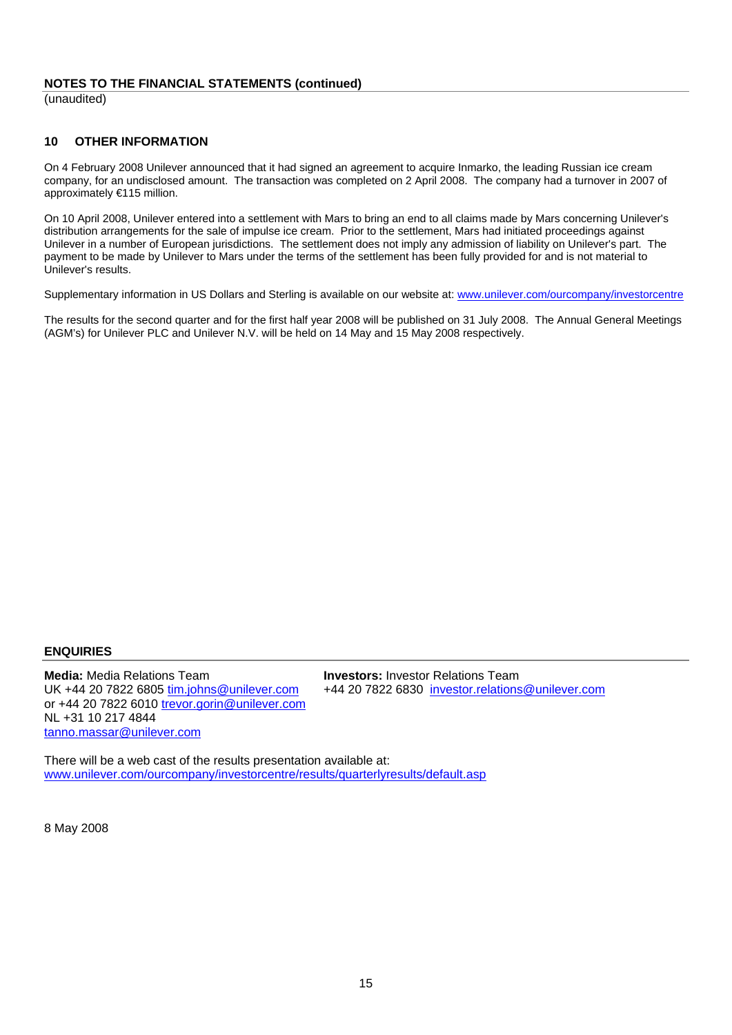## NOTES TO THE FINANCIAL STATEMENTS (continued)

(unaudited)

### 10 OTHER INFORMATION

On 4 February 2008 Unilever announced that it had signed an agreement to acquire Inmarko, the leading Russian ice cream company, for an undisclosed amount. The transaction was completed on 2 April 2008. The company had a turnover in 2007 of approximately €115 million.

On 10 April 2008, Unilever entered into a settlement with Mars to bring an end to all claims made by Mars concerning Unilever's distribution arrangements for the sale of impulse ice cream. Prior to the settlement, Mars had initiated proceedings against Unilever in a number of European jurisdictions. The settlement does not imply any admission of liability on Unilever's part. The payment to be made by Unilever to Mars under the terms of the settlement has been fully provided for and is not material to Unilever's results.

Supplementary information in US Dollars and Sterling is available on our website at: www.unilever.com/ourcompany/investorcentre

The results for the second quarter and for the first half year 2008 will be published on 31 July 2008. The Annual General Meetings (AGM's) for Unilever PLC and Unilever N.V. will be held on 14 May and 15 May 2008 respectively.

## ENQUIRIES

**Media:** Media Relations Team
UK +44 20 7822 6805 tim.johns@unilever.com
or +44 20 7822 6010 trevor.gorin@unilever.com
NL +31 10 217 4844
tanno.massar@unilever.com

**Investors:** Investor Relations Team
+44 20 7822 6830 investor.relations@unilever.com

There will be a web cast of the results presentation available at:
www.unilever.com/ourcompany/investorcentre/results/quarterlyresults/default.asp

8 May 2008